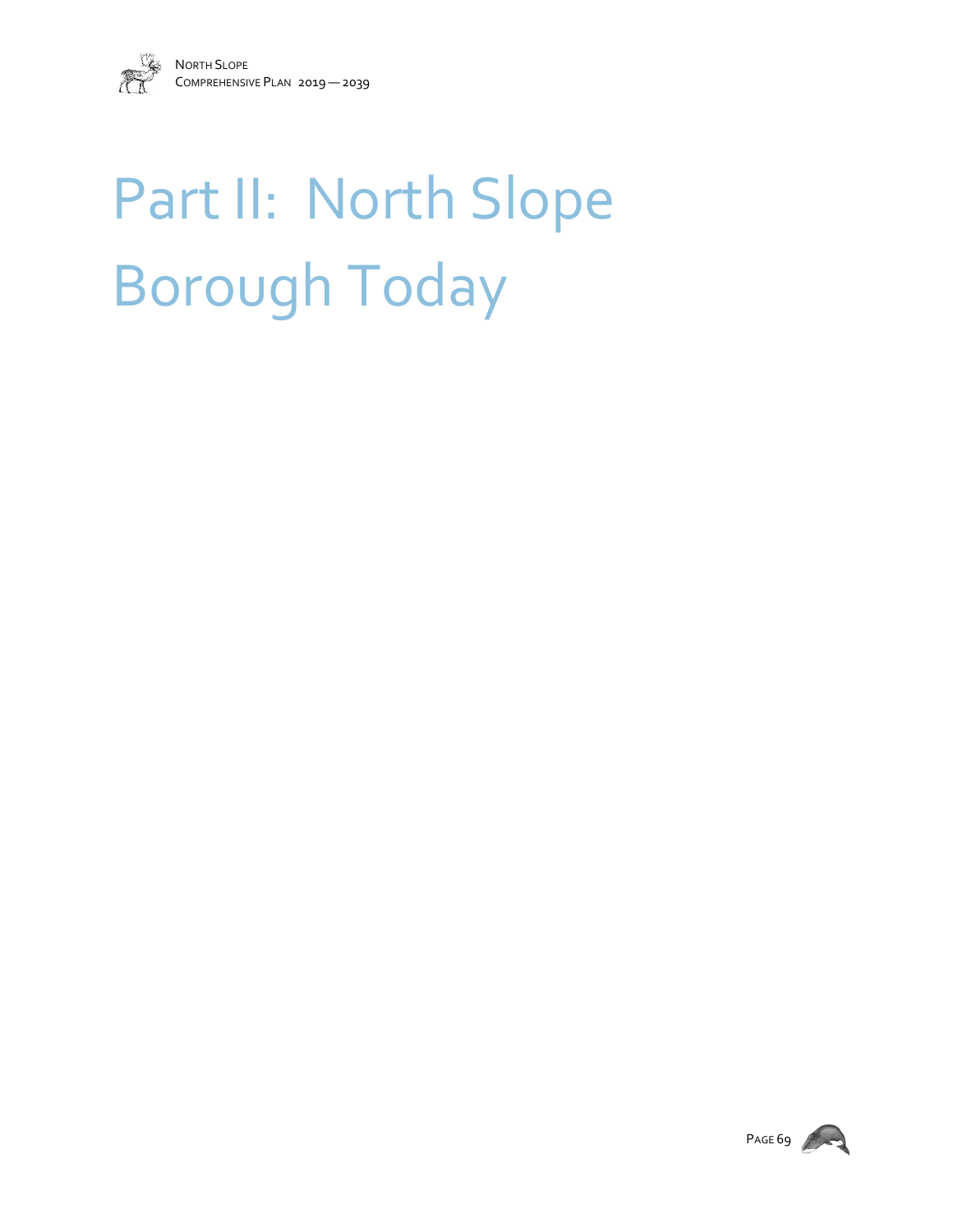# Part II: North Slope Borough Today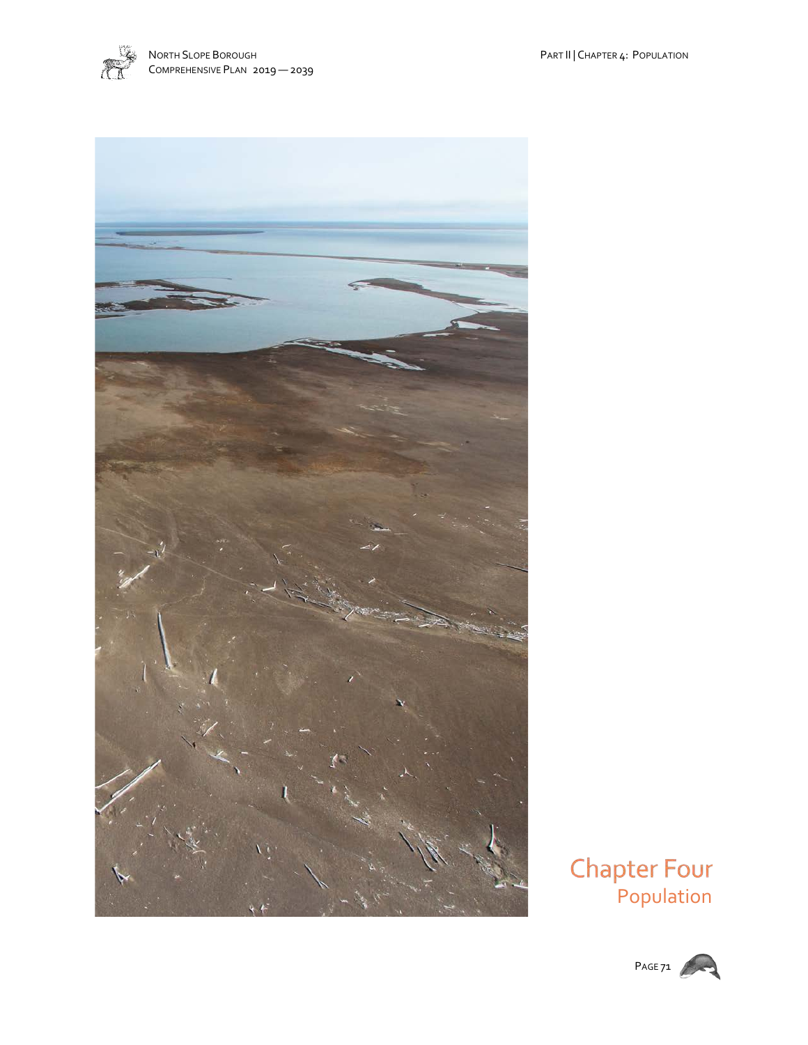# Chapter Four
## Population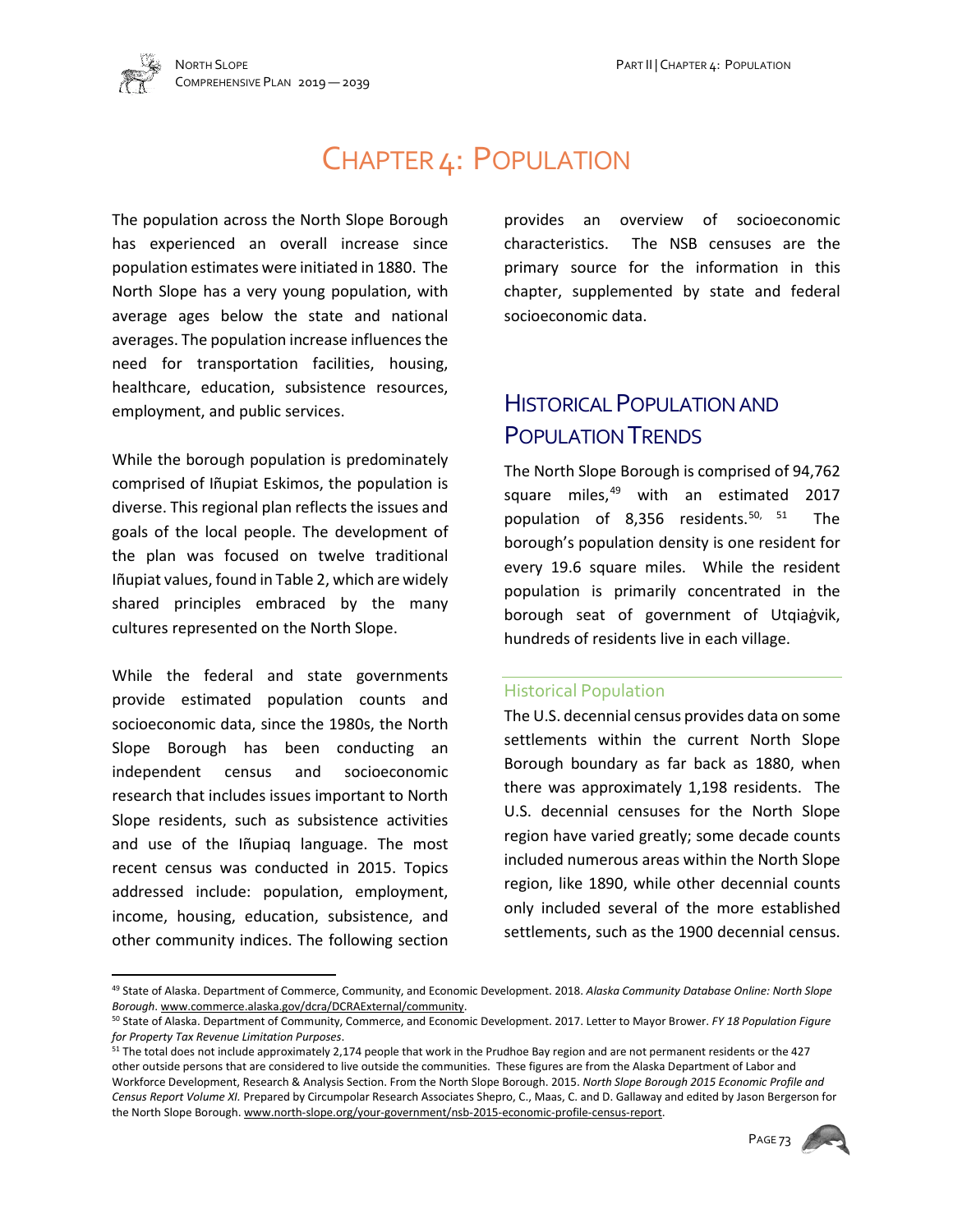# Chapter 4: Population

The population across the North Slope Borough has experienced an overall increase since population estimates were initiated in 1880. The North Slope has a very young population, with average ages below the state and national averages. The population increase influences the need for transportation facilities, housing, healthcare, education, subsistence resources, employment, and public services.

While the borough population is predominately comprised of Iñupiat Eskimos, the population is diverse. This regional plan reflects the issues and goals of the local people. The development of the plan was focused on twelve traditional Iñupiat values, found in Table 2, which are widely shared principles embraced by the many cultures represented on the North Slope.

While the federal and state governments provide estimated population counts and socioeconomic data, since the 1980s, the North Slope Borough has been conducting an independent census and socioeconomic research that includes issues important to North Slope residents, such as subsistence activities and use of the Iñupiaq language. The most recent census was conducted in 2015. Topics addressed include: population, employment, income, housing, education, subsistence, and other community indices. The following section provides an overview of socioeconomic characteristics. The NSB censuses are the primary source for the information in this chapter, supplemented by state and federal socioeconomic data.

## Historical Population and Population Trends

The North Slope Borough is comprised of 94,762 square miles,[49] with an estimated 2017 population of 8,356 residents.[50, 51] The borough's population density is one resident for every 19.6 square miles. While the resident population is primarily concentrated in the borough seat of government of Utqiaġvik, hundreds of residents live in each village.

### Historical Population

The U.S. decennial census provides data on some settlements within the current North Slope Borough boundary as far back as 1880, when there was approximately 1,198 residents. The U.S. decennial censuses for the North Slope region have varied greatly; some decade counts included numerous areas within the North Slope region, like 1890, while other decennial counts only included several of the more established settlements, such as the 1900 decennial census.

---

[49] State of Alaska. Department of Commerce, Community, and Economic Development. 2018. *Alaska Community Database Online: North Slope Borough*. www.commerce.alaska.gov/dcra/DCRAExternal/community.

[50] State of Alaska. Department of Community, Commerce, and Economic Development. 2017. Letter to Mayor Brower. *FY 18 Population Figure for Property Tax Revenue Limitation Purposes*.

[51] The total does not include approximately 2,174 people that work in the Prudhoe Bay region and are not permanent residents or the 427 other outside persons that are considered to live outside the communities. These figures are from the Alaska Department of Labor and Workforce Development, Research & Analysis Section. From the North Slope Borough. 2015. *North Slope Borough 2015 Economic Profile and Census Report Volume XI.* Prepared by Circumpolar Research Associates Shepro, C., Maas, C. and D. Gallaway and edited by Jason Bergerson for the North Slope Borough. www.north-slope.org/your-government/nsb-2015-economic-profile-census-report.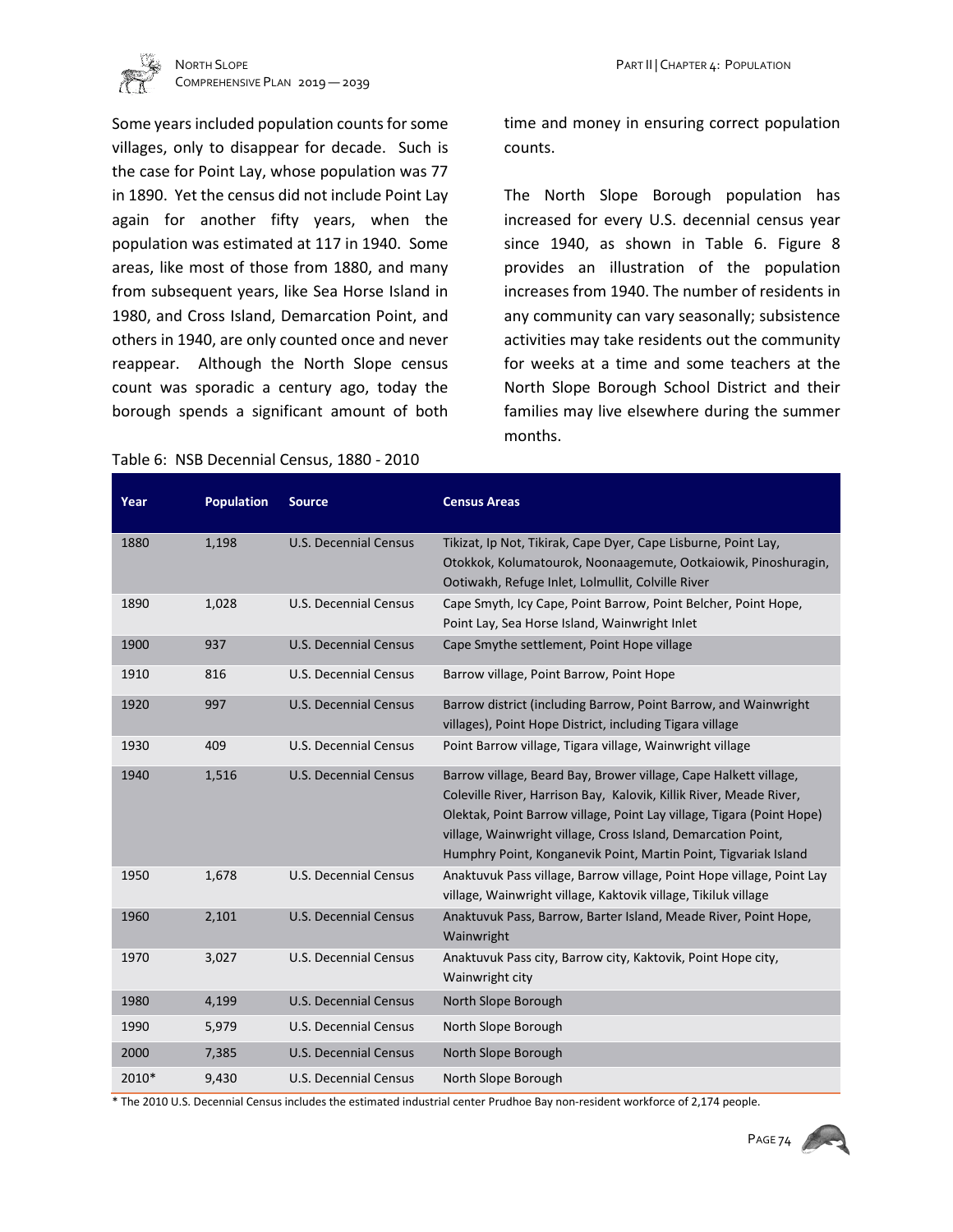Some years included population counts for some villages, only to disappear for decade. Such is the case for Point Lay, whose population was 77 in 1890. Yet the census did not include Point Lay again for another fifty years, when the population was estimated at 117 in 1940. Some areas, like most of those from 1880, and many from subsequent years, like Sea Horse Island in 1980, and Cross Island, Demarcation Point, and others in 1940, are only counted once and never reappear. Although the North Slope census count was sporadic a century ago, today the borough spends a significant amount of both time and money in ensuring correct population counts.

The North Slope Borough population has increased for every U.S. decennial census year since 1940, as shown in Table 6. Figure 8 provides an illustration of the population increases from 1940. The number of residents in any community can vary seasonally; subsistence activities may take residents out the community for weeks at a time and some teachers at the North Slope Borough School District and their families may live elsewhere during the summer months.

Table 6: NSB Decennial Census, 1880 - 2010

| Year | Population | Source | Census Areas |
|---|---|---|---|
| 1880 | 1,198 | U.S. Decennial Census | Tikizat, Ip Not, Tikirak, Cape Dyer, Cape Lisburne, Point Lay, Otokkok, Kolumatourok, Noonaagemute, Ootkaiowik, Pinoshuragin, Ootiwakh, Refuge Inlet, Lolmullit, Colville River |
| 1890 | 1,028 | U.S. Decennial Census | Cape Smyth, Icy Cape, Point Barrow, Point Belcher, Point Hope, Point Lay, Sea Horse Island, Wainwright Inlet |
| 1900 | 937 | U.S. Decennial Census | Cape Smythe settlement, Point Hope village |
| 1910 | 816 | U.S. Decennial Census | Barrow village, Point Barrow, Point Hope |
| 1920 | 997 | U.S. Decennial Census | Barrow district (including Barrow, Point Barrow, and Wainwright villages), Point Hope District, including Tigara village |
| 1930 | 409 | U.S. Decennial Census | Point Barrow village, Tigara village, Wainwright village |
| 1940 | 1,516 | U.S. Decennial Census | Barrow village, Beard Bay, Brower village, Cape Halkett village, Coleville River, Harrison Bay, Kalovik, Killik River, Meade River, Olektak, Point Barrow village, Point Lay village, Tigara (Point Hope) village, Wainwright village, Cross Island, Demarcation Point, Humphry Point, Konganevik Point, Martin Point, Tigvariak Island |
| 1950 | 1,678 | U.S. Decennial Census | Anaktuvuk Pass village, Barrow village, Point Hope village, Point Lay village, Wainwright village, Kaktovik village, Tikiluk village |
| 1960 | 2,101 | U.S. Decennial Census | Anaktuvuk Pass, Barrow, Barter Island, Meade River, Point Hope, Wainwright |
| 1970 | 3,027 | U.S. Decennial Census | Anaktuvuk Pass city, Barrow city, Kaktovik, Point Hope city, Wainwright city |
| 1980 | 4,199 | U.S. Decennial Census | North Slope Borough |
| 1990 | 5,979 | U.S. Decennial Census | North Slope Borough |
| 2000 | 7,385 | U.S. Decennial Census | North Slope Borough |
| 2010* | 9,430 | U.S. Decennial Census | North Slope Borough |

* The 2010 U.S. Decennial Census includes the estimated industrial center Prudhoe Bay non-resident workforce of 2,174 people.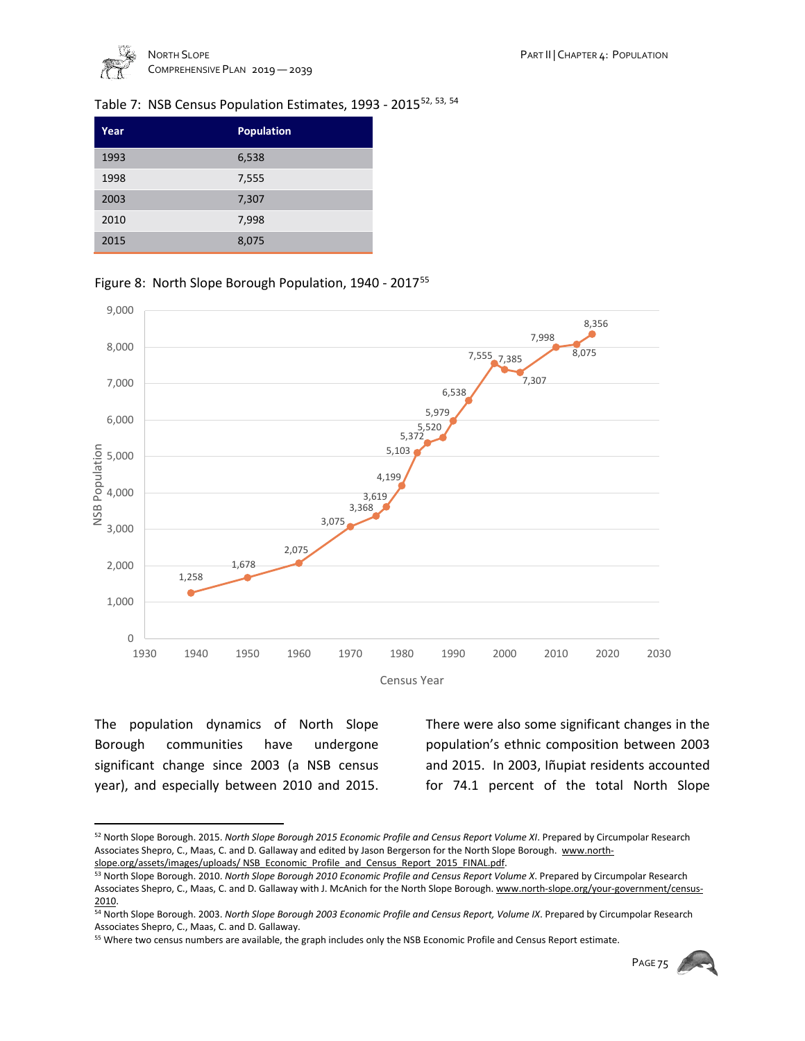Table 7: NSB Census Population Estimates, 1993 - 2015[52, 53, 54]

| Year | Population |
|---|---|
| 1993 | 6,538 |
| 1998 | 7,555 |
| 2003 | 7,307 |
| 2010 | 7,998 |
| 2015 | 8,075 |

Figure 8: North Slope Borough Population, 1940 - 2017[55]

The population dynamics of North Slope Borough communities have undergone significant change since 2003 (a NSB census year), and especially between 2010 and 2015. There were also some significant changes in the population's ethnic composition between 2003 and 2015. In 2003, Iñupiat residents accounted for 74.1 percent of the total North Slope

---

[52] North Slope Borough. 2015. *North Slope Borough 2015 Economic Profile and Census Report Volume XI*. Prepared by Circumpolar Research Associates Shepro, C., Maas, C. and D. Gallaway and edited by Jason Bergerson for the North Slope Borough. www.north-slope.org/assets/images/uploads/ NSB_Economic_Profile_and_Census_Report_2015_FINAL.pdf.

[53] North Slope Borough. 2010. *North Slope Borough 2010 Economic Profile and Census Report Volume X*. Prepared by Circumpolar Research Associates Shepro, C., Maas, C. and D. Gallaway with J. McAnich for the North Slope Borough. www.north-slope.org/your-government/census-2010.

[54] North Slope Borough. 2003. *North Slope Borough 2003 Economic Profile and Census Report, Volume IX*. Prepared by Circumpolar Research Associates Shepro, C., Maas, C. and D. Gallaway.

[55] Where two census numbers are available, the graph includes only the NSB Economic Profile and Census Report estimate.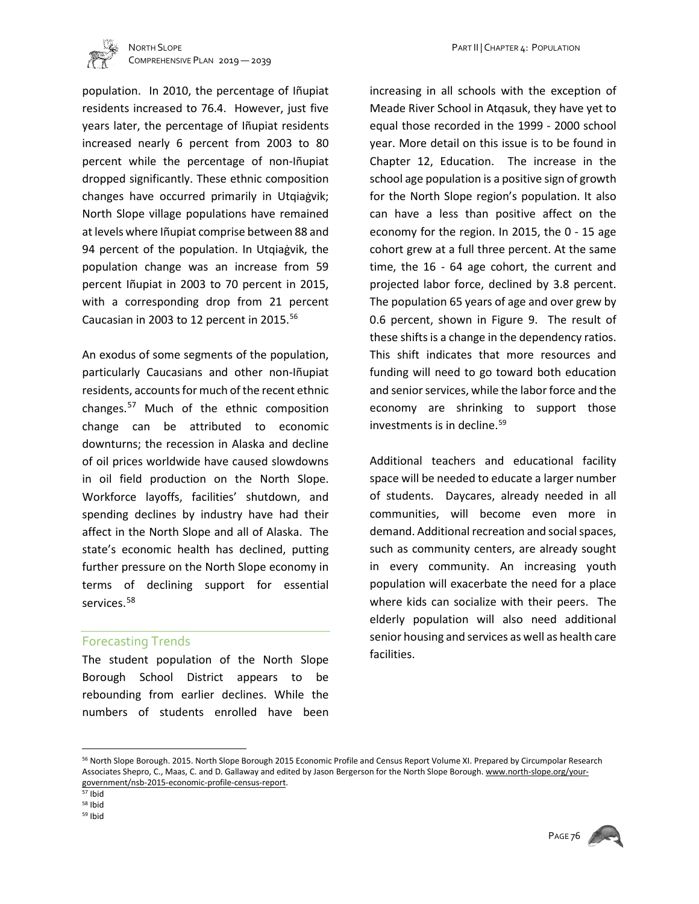population. In 2010, the percentage of Iñupiat residents increased to 76.4. However, just five years later, the percentage of Iñupiat residents increased nearly 6 percent from 2003 to 80 percent while the percentage of non-Iñupiat dropped significantly. These ethnic composition changes have occurred primarily in Utqiaġvik; North Slope village populations have remained at levels where Iñupiat comprise between 88 and 94 percent of the population. In Utqiaġvik, the population change was an increase from 59 percent Iñupiat in 2003 to 70 percent in 2015, with a corresponding drop from 21 percent Caucasian in 2003 to 12 percent in 2015.[56]

An exodus of some segments of the population, particularly Caucasians and other non-Iñupiat residents, accounts for much of the recent ethnic changes.[57] Much of the ethnic composition change can be attributed to economic downturns; the recession in Alaska and decline of oil prices worldwide have caused slowdowns in oil field production on the North Slope. Workforce layoffs, facilities' shutdown, and spending declines by industry have had their affect in the North Slope and all of Alaska. The state's economic health has declined, putting further pressure on the North Slope economy in terms of declining support for essential services.[58]

## Forecasting Trends

The student population of the North Slope Borough School District appears to be rebounding from earlier declines. While the numbers of students enrolled have been increasing in all schools with the exception of Meade River School in Atqasuk, they have yet to equal those recorded in the 1999 - 2000 school year. More detail on this issue is to be found in Chapter 12, Education. The increase in the school age population is a positive sign of growth for the North Slope region's population. It also can have a less than positive affect on the economy for the region. In 2015, the 0 - 15 age cohort grew at a full three percent. At the same time, the 16 - 64 age cohort, the current and projected labor force, declined by 3.8 percent. The population 65 years of age and over grew by 0.6 percent, shown in Figure 9. The result of these shifts is a change in the dependency ratios. This shift indicates that more resources and funding will need to go toward both education and senior services, while the labor force and the economy are shrinking to support those investments is in decline.[59]

Additional teachers and educational facility space will be needed to educate a larger number of students. Daycares, already needed in all communities, will become even more in demand. Additional recreation and social spaces, such as community centers, are already sought in every community. An increasing youth population will exacerbate the need for a place where kids can socialize with their peers. The elderly population will also need additional senior housing and services as well as health care facilities.

---

[56] North Slope Borough. 2015. North Slope Borough 2015 Economic Profile and Census Report Volume XI. Prepared by Circumpolar Research Associates Shepro, C., Maas, C. and D. Gallaway and edited by Jason Bergerson for the North Slope Borough. www.north-slope.org/your-government/nsb-2015-economic-profile-census-report.

[57] Ibid

[58] Ibid

[59] Ibid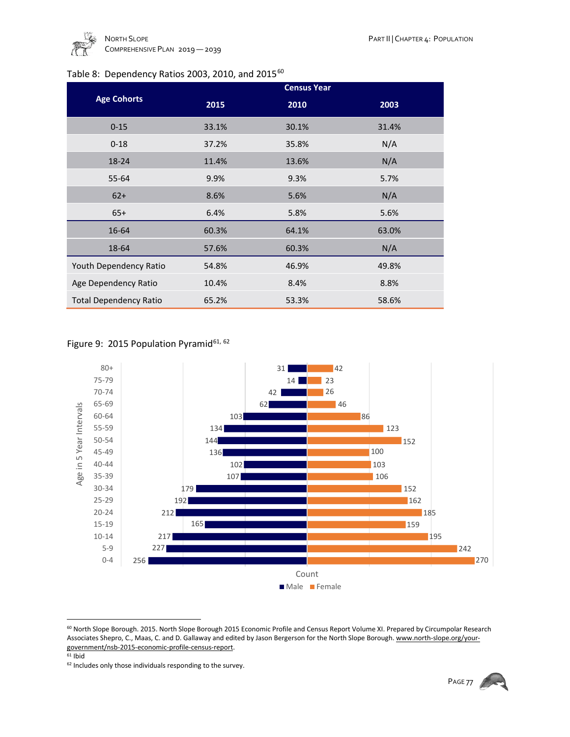Table 8: Dependency Ratios 2003, 2010, and 2015[60]

| Age Cohorts | Census Year | | |
|---|---|---|---|
| | 2015 | 2010 | 2003 |
| 0-15 | 33.1% | 30.1% | 31.4% |
| 0-18 | 37.2% | 35.8% | N/A |
| 18-24 | 11.4% | 13.6% | N/A |
| 55-64 | 9.9% | 9.3% | 5.7% |
| 62+ | 8.6% | 5.6% | N/A |
| 65+ | 6.4% | 5.8% | 5.6% |
| 16-64 | 60.3% | 64.1% | 63.0% |
| 18-64 | 57.6% | 60.3% | N/A |
| Youth Dependency Ratio | 54.8% | 46.9% | 49.8% |
| Age Dependency Ratio | 10.4% | 8.4% | 8.8% |
| Total Dependency Ratio | 65.2% | 53.3% | 58.6% |

Figure 9: 2015 Population Pyramid[61, 62]

| Age in 5 Year Intervals | Male | Female |
|---|---|---|
| 80+ | 31 | 42 |
| 75-79 | 14 | 23 |
| 70-74 | 42 | 26 |
| 65-69 | 62 | 46 |
| 60-64 | 103 | 86 |
| 55-59 | 134 | 123 |
| 50-54 | 144 | 152 |
| 45-49 | 136 | 100 |
| 40-44 | 102 | 103 |
| 35-39 | 107 | 106 |
| 30-34 | 179 | 152 |
| 25-29 | 192 | 162 |
| 20-24 | 212 | 185 |
| 15-19 | 165 | 159 |
| 10-14 | 217 | 195 |
| 5-9 | 227 | 242 |
| 0-4 | 256 | 270 |

Count

■ Male ■ Female

---

[60] North Slope Borough. 2015. North Slope Borough 2015 Economic Profile and Census Report Volume XI. Prepared by Circumpolar Research Associates Shepro, C., Maas, C. and D. Gallaway and edited by Jason Bergerson for the North Slope Borough. www.north-slope.org/your-government/nsb-2015-economic-profile-census-report.

[61] Ibid

[62] Includes only those individuals responding to the survey.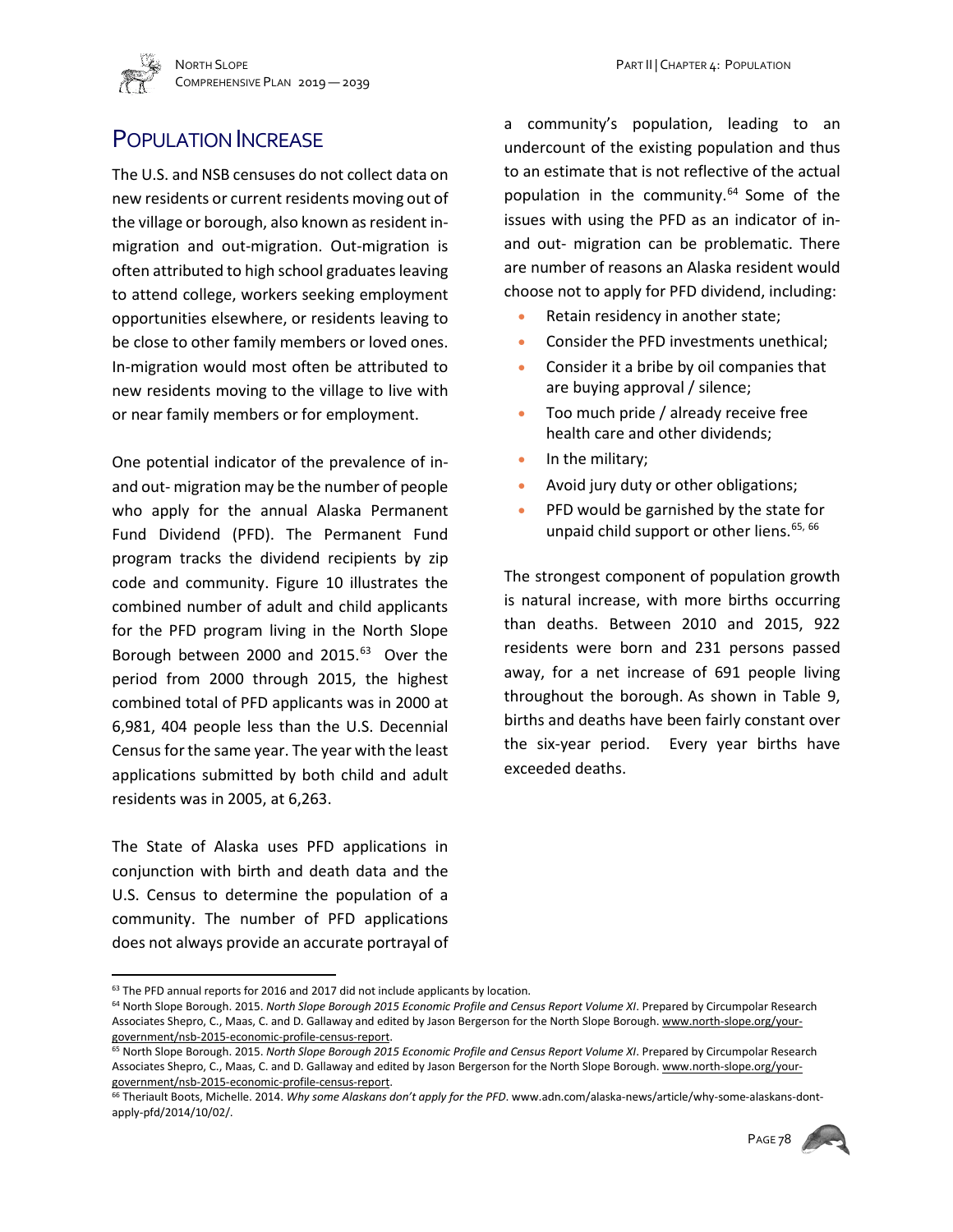## POPULATION INCREASE

The U.S. and NSB censuses do not collect data on new residents or current residents moving out of the village or borough, also known as resident in-migration and out-migration. Out-migration is often attributed to high school graduates leaving to attend college, workers seeking employment opportunities elsewhere, or residents leaving to be close to other family members or loved ones. In-migration would most often be attributed to new residents moving to the village to live with or near family members or for employment.

One potential indicator of the prevalence of in- and out- migration may be the number of people who apply for the annual Alaska Permanent Fund Dividend (PFD). The Permanent Fund program tracks the dividend recipients by zip code and community. Figure 10 illustrates the combined number of adult and child applicants for the PFD program living in the North Slope Borough between 2000 and 2015.[63] Over the period from 2000 through 2015, the highest combined total of PFD applicants was in 2000 at 6,981, 404 people less than the U.S. Decennial Census for the same year. The year with the least applications submitted by both child and adult residents was in 2005, at 6,263.

The State of Alaska uses PFD applications in conjunction with birth and death data and the U.S. Census to determine the population of a community. The number of PFD applications does not always provide an accurate portrayal of a community's population, leading to an undercount of the existing population and thus to an estimate that is not reflective of the actual population in the community.[64] Some of the issues with using the PFD as an indicator of in- and out- migration can be problematic. There are number of reasons an Alaska resident would choose not to apply for PFD dividend, including:

- Retain residency in another state;
- Consider the PFD investments unethical;
- Consider it a bribe by oil companies that are buying approval / silence;
- Too much pride / already receive free health care and other dividends;
- In the military;
- Avoid jury duty or other obligations;
- PFD would be garnished by the state for unpaid child support or other liens.[65, 66]

The strongest component of population growth is natural increase, with more births occurring than deaths. Between 2010 and 2015, 922 residents were born and 231 persons passed away, for a net increase of 691 people living throughout the borough. As shown in Table 9, births and deaths have been fairly constant over the six-year period. Every year births have exceeded deaths.

---

[63] The PFD annual reports for 2016 and 2017 did not include applicants by location.

[64] North Slope Borough. 2015. *North Slope Borough 2015 Economic Profile and Census Report Volume XI*. Prepared by Circumpolar Research Associates Shepro, C., Maas, C. and D. Gallaway and edited by Jason Bergerson for the North Slope Borough. www.north-slope.org/your-government/nsb-2015-economic-profile-census-report.

[65] North Slope Borough. 2015. *North Slope Borough 2015 Economic Profile and Census Report Volume XI*. Prepared by Circumpolar Research Associates Shepro, C., Maas, C. and D. Gallaway and edited by Jason Bergerson for the North Slope Borough. www.north-slope.org/your-government/nsb-2015-economic-profile-census-report.

[66] Theriault Boots, Michelle. 2014. *Why some Alaskans don't apply for the PFD*. www.adn.com/alaska-news/article/why-some-alaskans-dont-apply-pfd/2014/10/02/.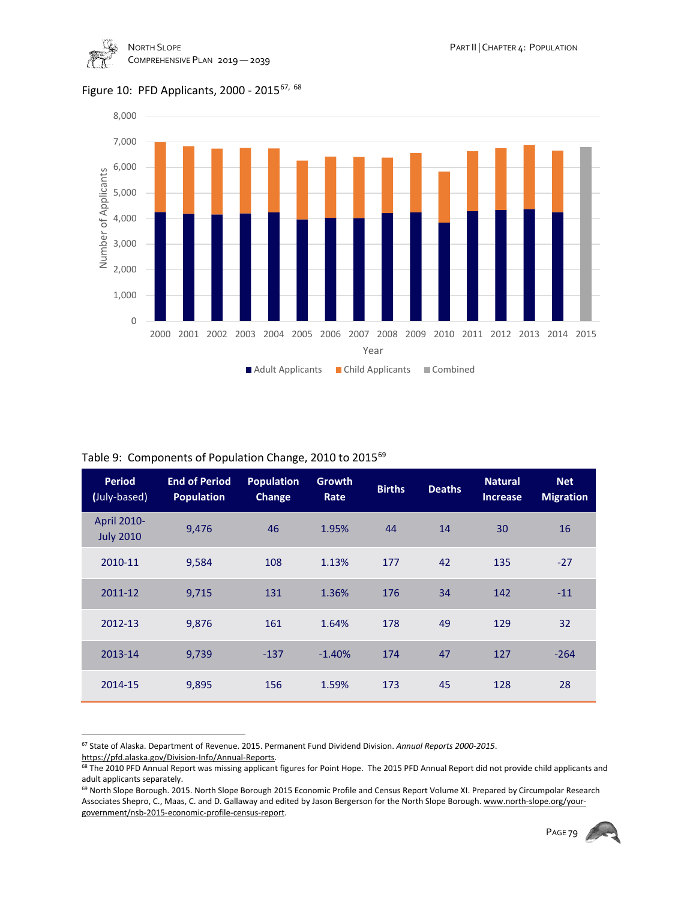Figure 10: PFD Applicants, 2000 - 2015[67, 68]

Table 9: Components of Population Change, 2010 to 2015[69]

| Period (July-based) | End of Period Population | Population Change | Growth Rate | Births | Deaths | Natural Increase | Net Migration |
|---|---|---|---|---|---|---|---|
| April 2010-July 2010 | 9,476 | 46 | 1.95% | 44 | 14 | 30 | 16 |
| 2010-11 | 9,584 | 108 | 1.13% | 177 | 42 | 135 | -27 |
| 2011-12 | 9,715 | 131 | 1.36% | 176 | 34 | 142 | -11 |
| 2012-13 | 9,876 | 161 | 1.64% | 178 | 49 | 129 | 32 |
| 2013-14 | 9,739 | -137 | -1.40% | 174 | 47 | 127 | -264 |
| 2014-15 | 9,895 | 156 | 1.59% | 173 | 45 | 128 | 28 |

[67] State of Alaska. Department of Revenue. 2015. Permanent Fund Dividend Division. *Annual Reports 2000-2015*. https://pfd.alaska.gov/Division-Info/Annual-Reports.

[68] The 2010 PFD Annual Report was missing applicant figures for Point Hope. The 2015 PFD Annual Report did not provide child applicants and adult applicants separately.

[69] North Slope Borough. 2015. North Slope Borough 2015 Economic Profile and Census Report Volume XI. Prepared by Circumpolar Research Associates Shepro, C., Maas, C. and D. Gallaway and edited by Jason Bergerson for the North Slope Borough. www.north-slope.org/your-government/nsb-2015-economic-profile-census-report.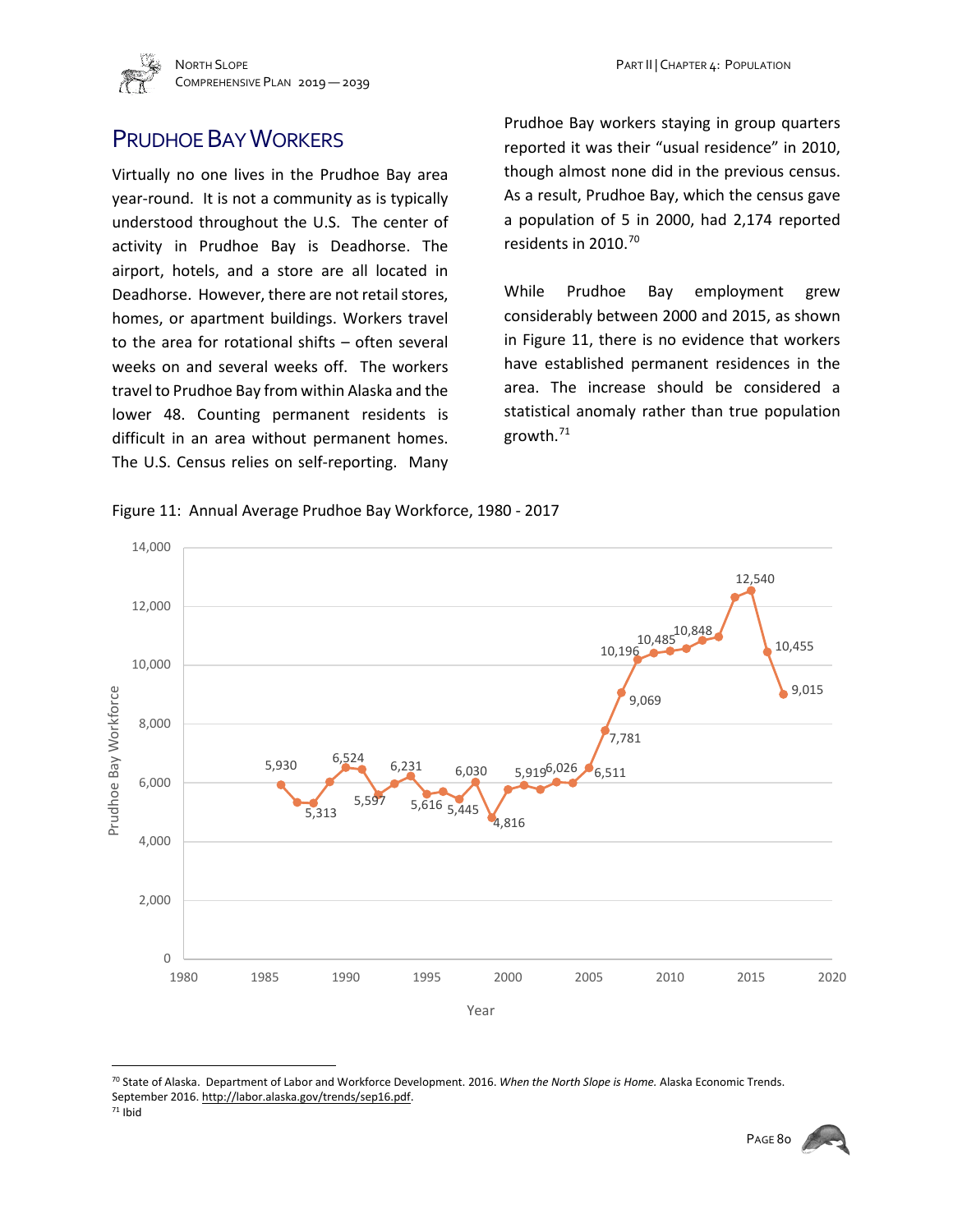## Prudhoe Bay Workers

Virtually no one lives in the Prudhoe Bay area year-round. It is not a community as is typically understood throughout the U.S. The center of activity in Prudhoe Bay is Deadhorse. The airport, hotels, and a store are all located in Deadhorse. However, there are not retail stores, homes, or apartment buildings. Workers travel to the area for rotational shifts – often several weeks on and several weeks off. The workers travel to Prudhoe Bay from within Alaska and the lower 48. Counting permanent residents is difficult in an area without permanent homes. The U.S. Census relies on self-reporting. Many Prudhoe Bay workers staying in group quarters reported it was their "usual residence" in 2010, though almost none did in the previous census. As a result, Prudhoe Bay, which the census gave a population of 5 in 2000, had 2,174 reported residents in 2010.[70]

While Prudhoe Bay employment grew considerably between 2000 and 2015, as shown in Figure 11, there is no evidence that workers have established permanent residences in the area. The increase should be considered a statistical anomaly rather than true population growth.[71]

Figure 11: Annual Average Prudhoe Bay Workforce, 1980 - 2017

[70] State of Alaska. Department of Labor and Workforce Development. 2016. *When the North Slope is Home.* Alaska Economic Trends. September 2016. http://labor.alaska.gov/trends/sep16.pdf.

[71] Ibid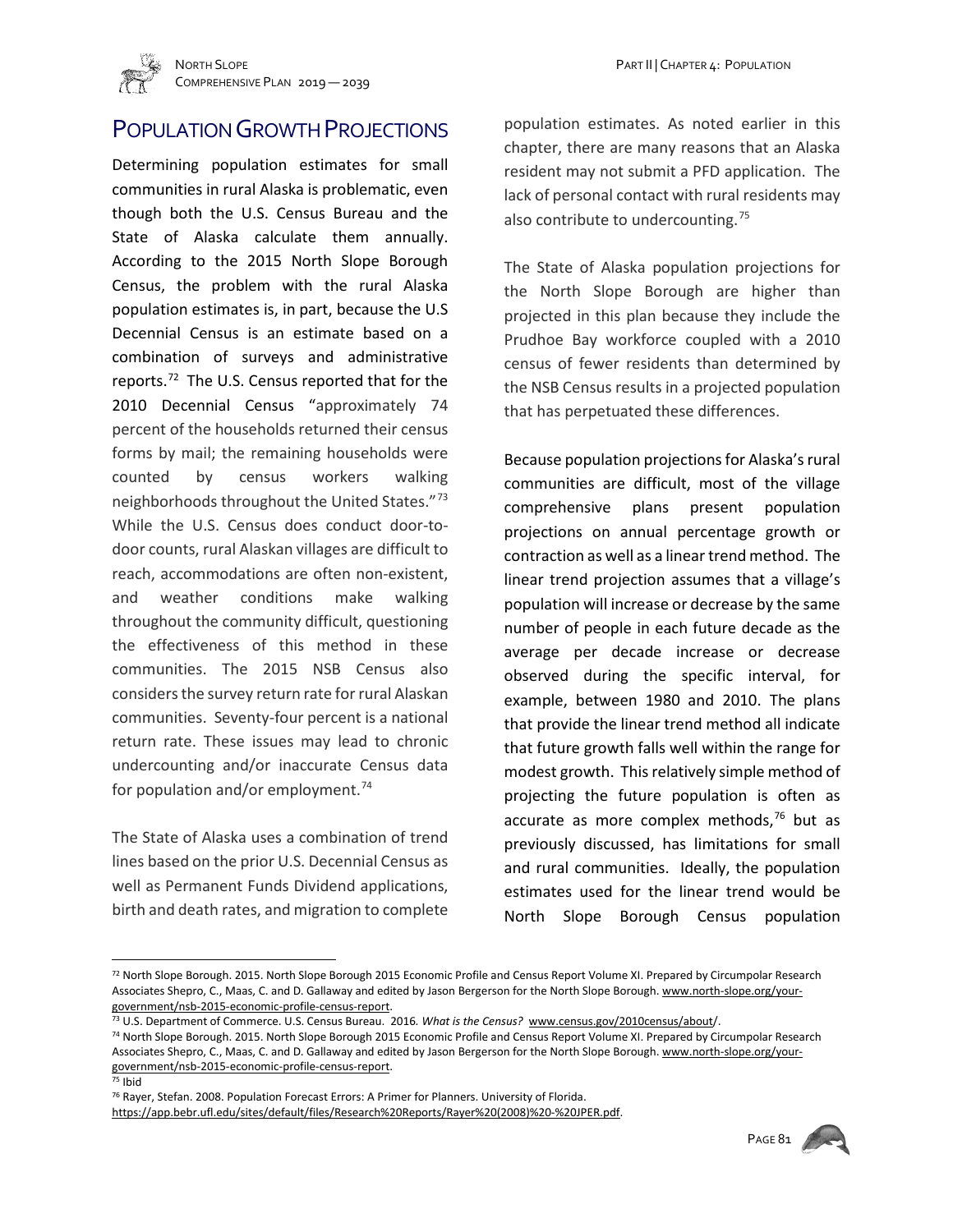## POPULATION GROWTH PROJECTIONS

Determining population estimates for small communities in rural Alaska is problematic, even though both the U.S. Census Bureau and the State of Alaska calculate them annually. According to the 2015 North Slope Borough Census, the problem with the rural Alaska population estimates is, in part, because the U.S Decennial Census is an estimate based on a combination of surveys and administrative reports.[72] The U.S. Census reported that for the 2010 Decennial Census "approximately 74 percent of the households returned their census forms by mail; the remaining households were counted by census workers walking neighborhoods throughout the United States."[73] While the U.S. Census does conduct door-to-door counts, rural Alaskan villages are difficult to reach, accommodations are often non-existent, and weather conditions make walking throughout the community difficult, questioning the effectiveness of this method in these communities. The 2015 NSB Census also considers the survey return rate for rural Alaskan communities. Seventy-four percent is a national return rate. These issues may lead to chronic undercounting and/or inaccurate Census data for population and/or employment.[74]

The State of Alaska uses a combination of trend lines based on the prior U.S. Decennial Census as well as Permanent Funds Dividend applications, birth and death rates, and migration to complete population estimates. As noted earlier in this chapter, there are many reasons that an Alaska resident may not submit a PFD application. The lack of personal contact with rural residents may also contribute to undercounting.[75]

The State of Alaska population projections for the North Slope Borough are higher than projected in this plan because they include the Prudhoe Bay workforce coupled with a 2010 census of fewer residents than determined by the NSB Census results in a projected population that has perpetuated these differences.

Because population projections for Alaska's rural communities are difficult, most of the village comprehensive plans present population projections on annual percentage growth or contraction as well as a linear trend method. The linear trend projection assumes that a village's population will increase or decrease by the same number of people in each future decade as the average per decade increase or decrease observed during the specific interval, for example, between 1980 and 2010. The plans that provide the linear trend method all indicate that future growth falls well within the range for modest growth. This relatively simple method of projecting the future population is often as accurate as more complex methods,[76] but as previously discussed, has limitations for small and rural communities. Ideally, the population estimates used for the linear trend would be North Slope Borough Census population

---

[72] North Slope Borough. 2015. North Slope Borough 2015 Economic Profile and Census Report Volume XI. Prepared by Circumpolar Research Associates Shepro, C., Maas, C. and D. Gallaway and edited by Jason Bergerson for the North Slope Borough. www.north-slope.org/your-government/nsb-2015-economic-profile-census-report.

[73] U.S. Department of Commerce. U.S. Census Bureau. 2016. *What is the Census?* www.census.gov/2010census/about/.

[74] North Slope Borough. 2015. North Slope Borough 2015 Economic Profile and Census Report Volume XI. Prepared by Circumpolar Research Associates Shepro, C., Maas, C. and D. Gallaway and edited by Jason Bergerson for the North Slope Borough. www.north-slope.org/your-government/nsb-2015-economic-profile-census-report.

[75] Ibid

[76] Rayer, Stefan. 2008. Population Forecast Errors: A Primer for Planners. University of Florida. https://app.bebr.ufl.edu/sites/default/files/Research%20Reports/Rayer%20(2008)%20-%20JPER.pdf.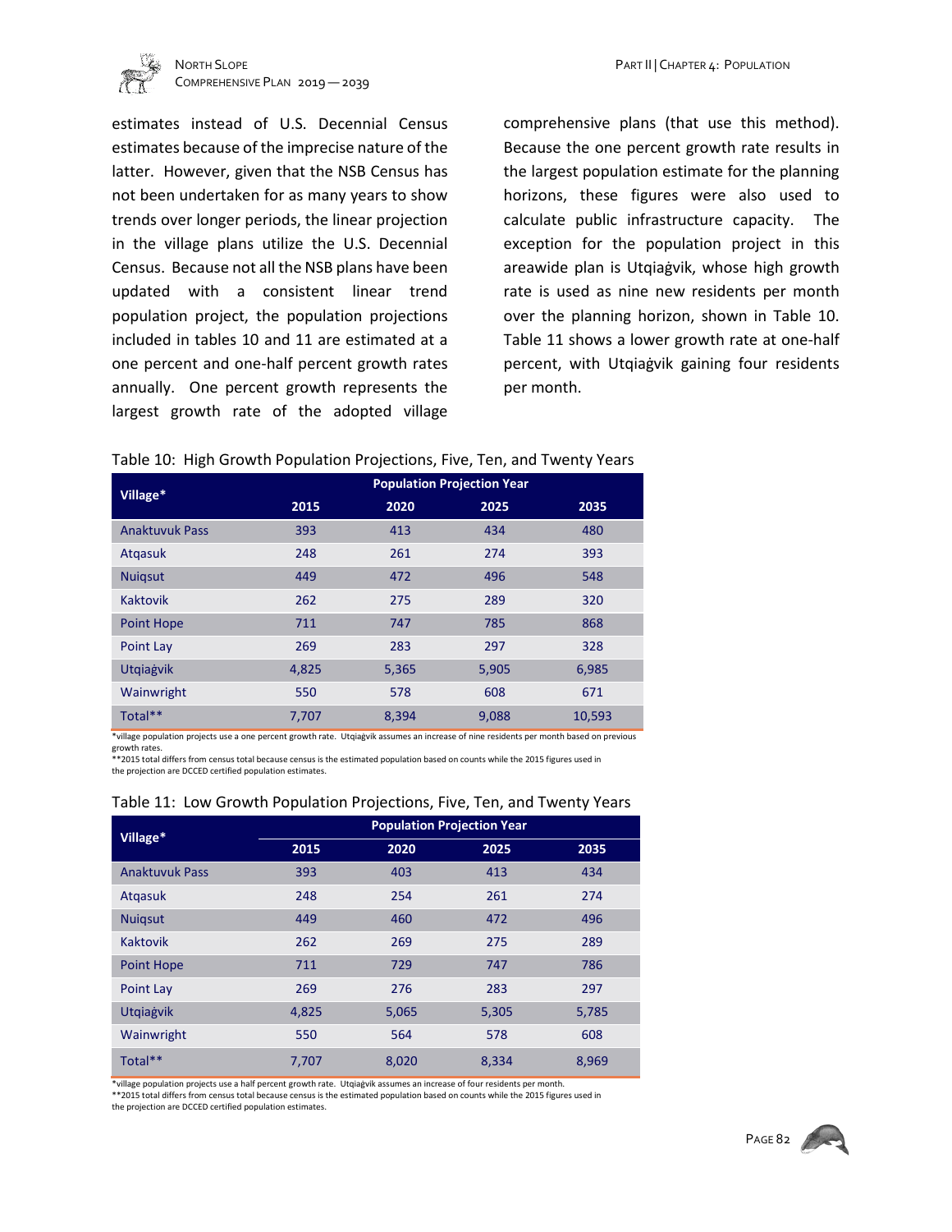estimates instead of U.S. Decennial Census estimates because of the imprecise nature of the latter. However, given that the NSB Census has not been undertaken for as many years to show trends over longer periods, the linear projection in the village plans utilize the U.S. Decennial Census. Because not all the NSB plans have been updated with a consistent linear trend population project, the population projections included in tables 10 and 11 are estimated at a one percent and one-half percent growth rates annually. One percent growth represents the largest growth rate of the adopted village comprehensive plans (that use this method). Because the one percent growth rate results in the largest population estimate for the planning horizons, these figures were also used to calculate public infrastructure capacity. The exception for the population project in this areawide plan is Utqiaġvik, whose high growth rate is used as nine new residents per month over the planning horizon, shown in Table 10. Table 11 shows a lower growth rate at one-half percent, with Utqiaġvik gaining four residents per month.

Table 10: High Growth Population Projections, Five, Ten, and Twenty Years

| Village* | Population Projection Year | | | |
|---|---|---|---|---|
| | 2015 | 2020 | 2025 | 2035 |
| Anaktuvuk Pass | 393 | 413 | 434 | 480 |
| Atqasuk | 248 | 261 | 274 | 393 |
| Nuiqsut | 449 | 472 | 496 | 548 |
| Kaktovik | 262 | 275 | 289 | 320 |
| Point Hope | 711 | 747 | 785 | 868 |
| Point Lay | 269 | 283 | 297 | 328 |
| Utqiaġvik | 4,825 | 5,365 | 5,905 | 6,985 |
| Wainwright | 550 | 578 | 608 | 671 |
| Total** | 7,707 | 8,394 | 9,088 | 10,593 |

*village population projects use a one percent growth rate. Utqiaġvik assumes an increase of nine residents per month based on previous growth rates.
**2015 total differs from census total because census is the estimated population based on counts while the 2015 figures used in the projection are DCCED certified population estimates.

Table 11: Low Growth Population Projections, Five, Ten, and Twenty Years

| Village* | Population Projection Year | | | |
|---|---|---|---|---|
| | 2015 | 2020 | 2025 | 2035 |
| Anaktuvuk Pass | 393 | 403 | 413 | 434 |
| Atqasuk | 248 | 254 | 261 | 274 |
| Nuiqsut | 449 | 460 | 472 | 496 |
| Kaktovik | 262 | 269 | 275 | 289 |
| Point Hope | 711 | 729 | 747 | 786 |
| Point Lay | 269 | 276 | 283 | 297 |
| Utqiaġvik | 4,825 | 5,065 | 5,305 | 5,785 |
| Wainwright | 550 | 564 | 578 | 608 |
| Total** | 7,707 | 8,020 | 8,334 | 8,969 |

*village population projects use a half percent growth rate. Utqiaġvik assumes an increase of four residents per month.
**2015 total differs from census total because census is the estimated population based on counts while the 2015 figures used in the projection are DCCED certified population estimates.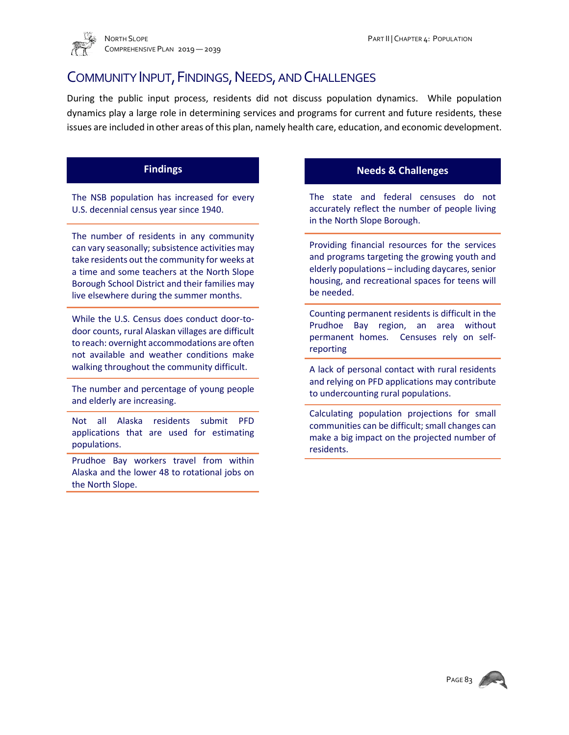## Community Input, Findings, Needs, and Challenges

During the public input process, residents did not discuss population dynamics. While population dynamics play a large role in determining services and programs for current and future residents, these issues are included in other areas of this plan, namely health care, education, and economic development.

### Findings

The NSB population has increased for every U.S. decennial census year since 1940.

The number of residents in any community can vary seasonally; subsistence activities may take residents out the community for weeks at a time and some teachers at the North Slope Borough School District and their families may live elsewhere during the summer months.

While the U.S. Census does conduct door-to-door counts, rural Alaskan villages are difficult to reach: overnight accommodations are often not available and weather conditions make walking throughout the community difficult.

The number and percentage of young people and elderly are increasing.

Not all Alaska residents submit PFD applications that are used for estimating populations.

Prudhoe Bay workers travel from within Alaska and the lower 48 to rotational jobs on the North Slope.

### Needs & Challenges

The state and federal censuses do not accurately reflect the number of people living in the North Slope Borough.

Providing financial resources for the services and programs targeting the growing youth and elderly populations – including daycares, senior housing, and recreational spaces for teens will be needed.

Counting permanent residents is difficult in the Prudhoe Bay region, an area without permanent homes. Censuses rely on self-reporting

A lack of personal contact with rural residents and relying on PFD applications may contribute to undercounting rural populations.

Calculating population projections for small communities can be difficult; small changes can make a big impact on the projected number of residents.